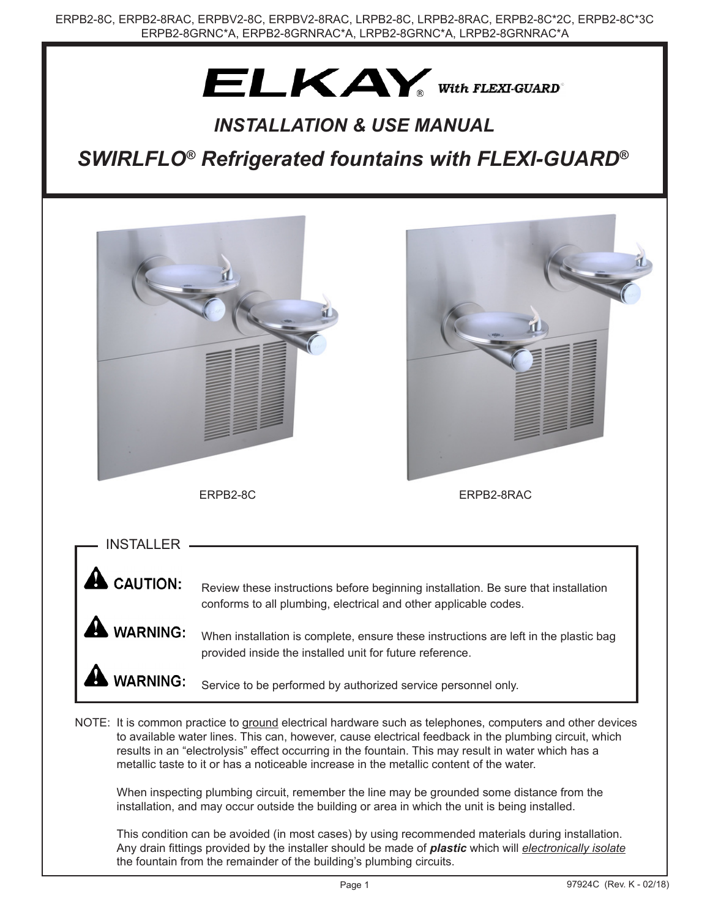ERPB2-8C, ERPB2-8RAC, ERPBV2-8C, ERPBV2-8RAC, LRPB2-8C, LRPB2-8RAC, ERPB2-8C*2C, ERPB2-8C*3C
ERPB2-8GRNC*A, ERPB2-8GRNRAC*A, LRPB2-8GRNC*A, LRPB2-8GRNRAC*A

# ELKAY® With FLEXI-GUARD®

## *INSTALLATION & USE MANUAL*

## *SWIRLFLO® Refrigerated fountains with FLEXI-GUARD®*

ERPB2-8C

ERPB2-8RAC

### INSTALLER

**⚠ CAUTION:** Review these instructions before beginning installation. Be sure that installation conforms to all plumbing, electrical and other applicable codes.

**⚠ WARNING:** When installation is complete, ensure these instructions are left in the plastic bag provided inside the installed unit for future reference.

**⚠ WARNING:** Service to be performed by authorized service personnel only.

NOTE: It is common practice to ground electrical hardware such as telephones, computers and other devices to available water lines. This can, however, cause electrical feedback in the plumbing circuit, which results in an "electrolysis" effect occurring in the fountain. This may result in water which has a metallic taste to it or has a noticeable increase in the metallic content of the water.

When inspecting plumbing circuit, remember the line may be grounded some distance from the installation, and may occur outside the building or area in which the unit is being installed.

This condition can be avoided (in most cases) by using recommended materials during installation. Any drain fittings provided by the installer should be made of ***plastic*** which will *electronically isolate* the fountain from the remainder of the building's plumbing circuits.

97924C (Rev. K - 02/18)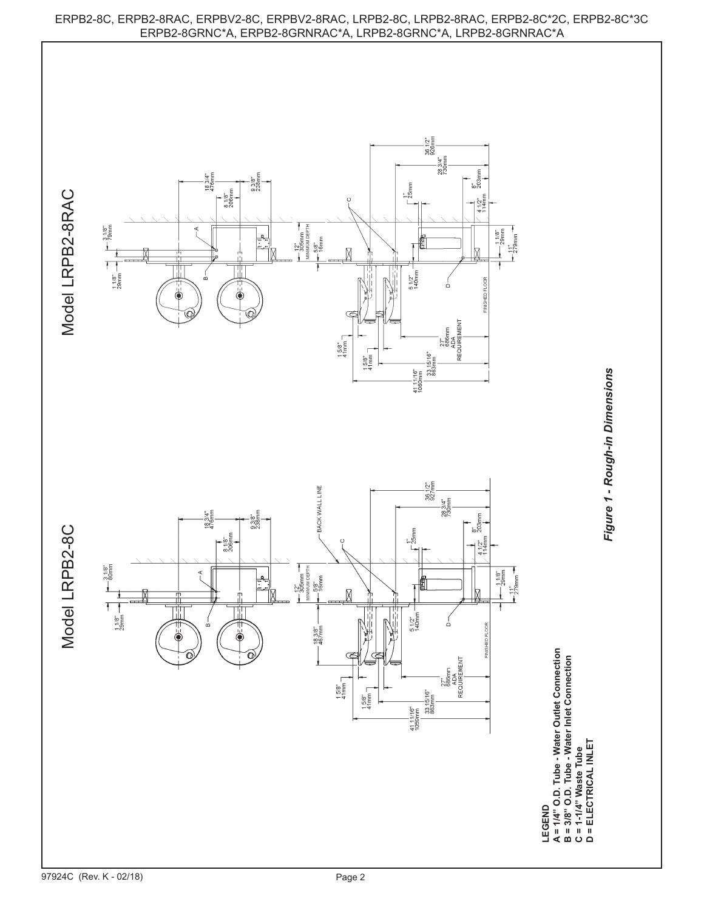ERPB2-8C, ERPB2-8RAC, ERPBV2-8C, ERPBV2-8RAC, LRPB2-8C, LRPB2-8RAC, ERPB2-8C*2C, ERPB2-8C*3C
ERPB2-8GRNC*A, ERPB2-8GRNRAC*A, LRPB2-8GRNC*A, LRPB2-8GRNRAC*A

## Model LRPB2-8C

1 1/8" 29mm
3 1/8" 80mm
18 3/4" 476mm
8 1/8" 206mm
9 3/8" 238mm
A
B
12" 305mm MINIMUM DEPTH
5/8" 16mm
BACK WALL LINE
C
18 3/8" 467mm
5 1/2" 140mm
D
FINISHED FLOOR
1" 25mm
36 1/2" 927mm
28 3/4" 730mm
8" 203mm
4 1/2" 114mm
1 1/8" 29mm
11" 279mm
1 5/8" 41mm
1 5/8" 41mm
27" 686mm ADA REQUIREMENT
33 15/16" 863mm
41 11/16" 1059mm

## Model LRPB2-8RAC

1 1/8" 29mm
3 1/8" 79mm
18 3/4" 476mm
8 1/8" 206mm
9 3/8" 238mm
A
B
12" 305mm MINIMUM DEPTH
5/8" 16mm
C
5 1/2" 140mm
D
FINISHED FLOOR
1" 25mm
36 1/2" 926mm
28 3/4" 730mm
8" 203mm
4 1/2" 114mm
1 1/8" 29mm
11" 279mm
1 5/8" 41mm
1 5/8" 41mm
27" 686mm ADA REQUIREMENT
33 15/16" 863mm
41 11/16" 1060mm

**LEGEND**
**A = 1/4" O.D. Tube - Water Outlet Connection**
**B = 3/8" O.D. Tube - Water Inlet Connection**
**C = 1-1/4" Waste Tube**
**D = ELECTRICAL INLET**

***Figure 1 - Rough-in Dimensions***

97924C (Rev. K - 02/18)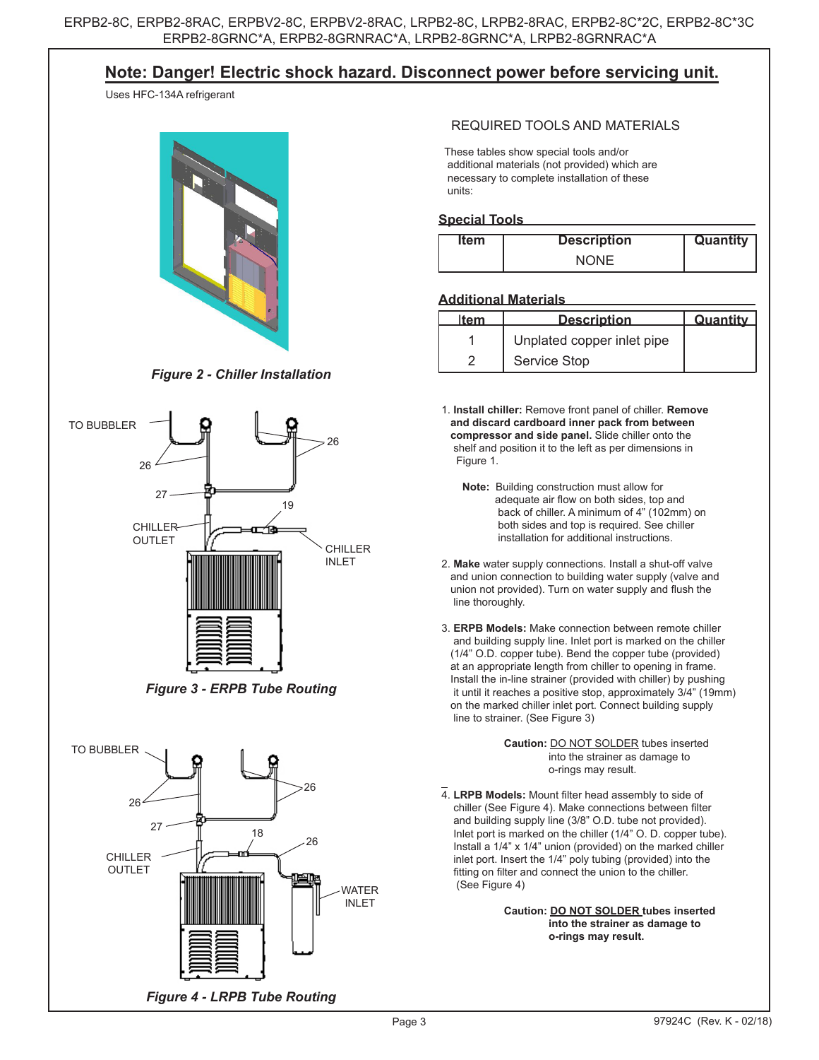ERPB2-8C, ERPB2-8RAC, ERPBV2-8C, ERPBV2-8RAC, LRPB2-8C, LRPB2-8RAC, ERPB2-8C*2C, ERPB2-8C*3C
ERPB2-8GRNC*A, ERPB2-8GRNRAC*A, LRPB2-8GRNC*A, LRPB2-8GRNRAC*A

## Note: Danger! Electric shock hazard. Disconnect power before servicing unit.

Uses HFC-134A refrigerant

*Figure 2 - Chiller Installation*

TO BUBBLER
26
26
27
19
CHILLER OUTLET
CHILLER INLET

*Figure 3 - ERPB Tube Routing*

TO BUBBLER
26
26
27
18
26
CHILLER OUTLET
WATER INLET

*Figure 4 - LRPB Tube Routing*

### REQUIRED TOOLS AND MATERIALS

These tables show special tools and/or additional materials (not provided) which are necessary to complete installation of these units:

**Special Tools**

| Item | Description | Quantity |
|---|---|---|
| | NONE | |

**Additional Materials**

| Item | Description | Quantity |
|---|---|---|
| 1 | Unplated copper inlet pipe | |
| 2 | Service Stop | |

1. **Install chiller:** Remove front panel of chiller. **Remove and discard cardboard inner pack from between compressor and side panel.** Slide chiller onto the shelf and position it to the left as per dimensions in Figure 1.

   **Note:** Building construction must allow for adequate air flow on both sides, top and back of chiller. A minimum of 4" (102mm) on both sides and top is required. See chiller installation for additional instructions.

2. **Make** water supply connections. Install a shut-off valve and union connection to building water supply (valve and union not provided). Turn on water supply and flush the line thoroughly.

3. **ERPB Models:** Make connection between remote chiller and building supply line. Inlet port is marked on the chiller (1/4" O.D. copper tube). Bend the copper tube (provided) at an appropriate length from chiller to opening in frame. Install the in-line strainer (provided with chiller) by pushing it until it reaches a positive stop, approximately 3/4" (19mm) on the marked chiller inlet port. Connect building supply line to strainer. (See Figure 3)

   **Caution:** DO NOT SOLDER tubes inserted into the strainer as damage to o-rings may result.

4. **LRPB Models:** Mount filter head assembly to side of chiller (See Figure 4). Make connections between filter and building supply line (3/8" O.D. tube not provided). Inlet port is marked on the chiller (1/4" O. D. copper tube). Install a 1/4" x 1/4" union (provided) on the marked chiller inlet port. Insert the 1/4" poly tubing (provided) into the fitting on filter and connect the union to the chiller. (See Figure 4)

   **Caution: DO NOT SOLDER tubes inserted into the strainer as damage to o-rings may result.**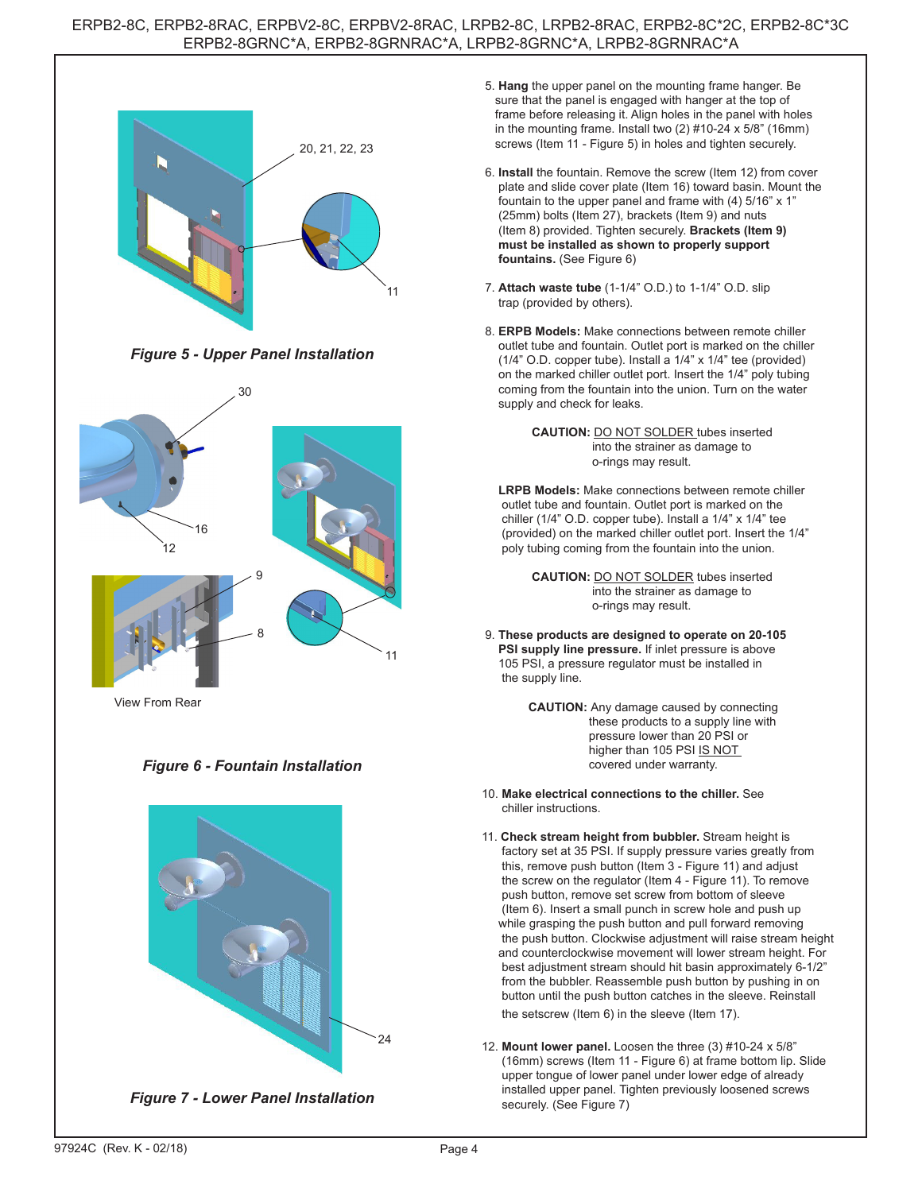Figure 5 - Upper Panel Installation

View From Rear

Figure 6 - Fountain Installation

Figure 7 - Lower Panel Installation

5. **Hang** the upper panel on the mounting frame hanger. Be sure that the panel is engaged with hanger at the top of frame before releasing it. Align holes in the panel with holes in the mounting frame. Install two (2) #10-24 x 5/8" (16mm) screws (Item 11 - Figure 5) in holes and tighten securely.

6. **Install** the fountain. Remove the screw (Item 12) from cover plate and slide cover plate (Item 16) toward basin. Mount the fountain to the upper panel and frame with (4) 5/16" x 1" (25mm) bolts (Item 27), brackets (Item 9) and nuts (Item 8) provided. Tighten securely. **Brackets (Item 9) must be installed as shown to properly support fountains.** (See Figure 6)

7. **Attach waste tube** (1-1/4" O.D.) to 1-1/4" O.D. slip trap (provided by others).

8. **ERPB Models:** Make connections between remote chiller outlet tube and fountain. Outlet port is marked on the chiller (1/4" O.D. copper tube). Install a 1/4" x 1/4" tee (provided) on the marked chiller outlet port. Insert the 1/4" poly tubing coming from the fountain into the union. Turn on the water supply and check for leaks.

   **CAUTION:** DO NOT SOLDER tubes inserted into the strainer as damage to o-rings may result.

   **LRPB Models:** Make connections between remote chiller outlet tube and fountain. Outlet port is marked on the chiller (1/4" O.D. copper tube). Install a 1/4" x 1/4" tee (provided) on the marked chiller outlet port. Insert the 1/4" poly tubing coming from the fountain into the union.

   **CAUTION:** DO NOT SOLDER tubes inserted into the strainer as damage to o-rings may result.

9. **These products are designed to operate on 20-105 PSI supply line pressure.** If inlet pressure is above 105 PSI, a pressure regulator must be installed in the supply line.

   **CAUTION:** Any damage caused by connecting these products to a supply line with pressure lower than 20 PSI or higher than 105 PSI IS NOT covered under warranty.

10. **Make electrical connections to the chiller.** See chiller instructions.

11. **Check stream height from bubbler.** Stream height is factory set at 35 PSI. If supply pressure varies greatly from this, remove push button (Item 3 - Figure 11) and adjust the screw on the regulator (Item 4 - Figure 11). To remove push button, remove set screw from bottom of sleeve (Item 6). Insert a small punch in screw hole and push up while grasping the push button and pull forward removing the push button. Clockwise adjustment will raise stream height and counterclockwise movement will lower stream height. For best adjustment stream should hit basin approximately 6-1/2" from the bubbler. Reassemble push button by pushing in on button until the push button catches in the sleeve. Reinstall the setscrew (Item 6) in the sleeve (Item 17).

12. **Mount lower panel.** Loosen the three (3) #10-24 x 5/8" (16mm) screws (Item 11 - Figure 6) at frame bottom lip. Slide upper tongue of lower panel under lower edge of already installed upper panel. Tighten previously loosened screws securely. (See Figure 7)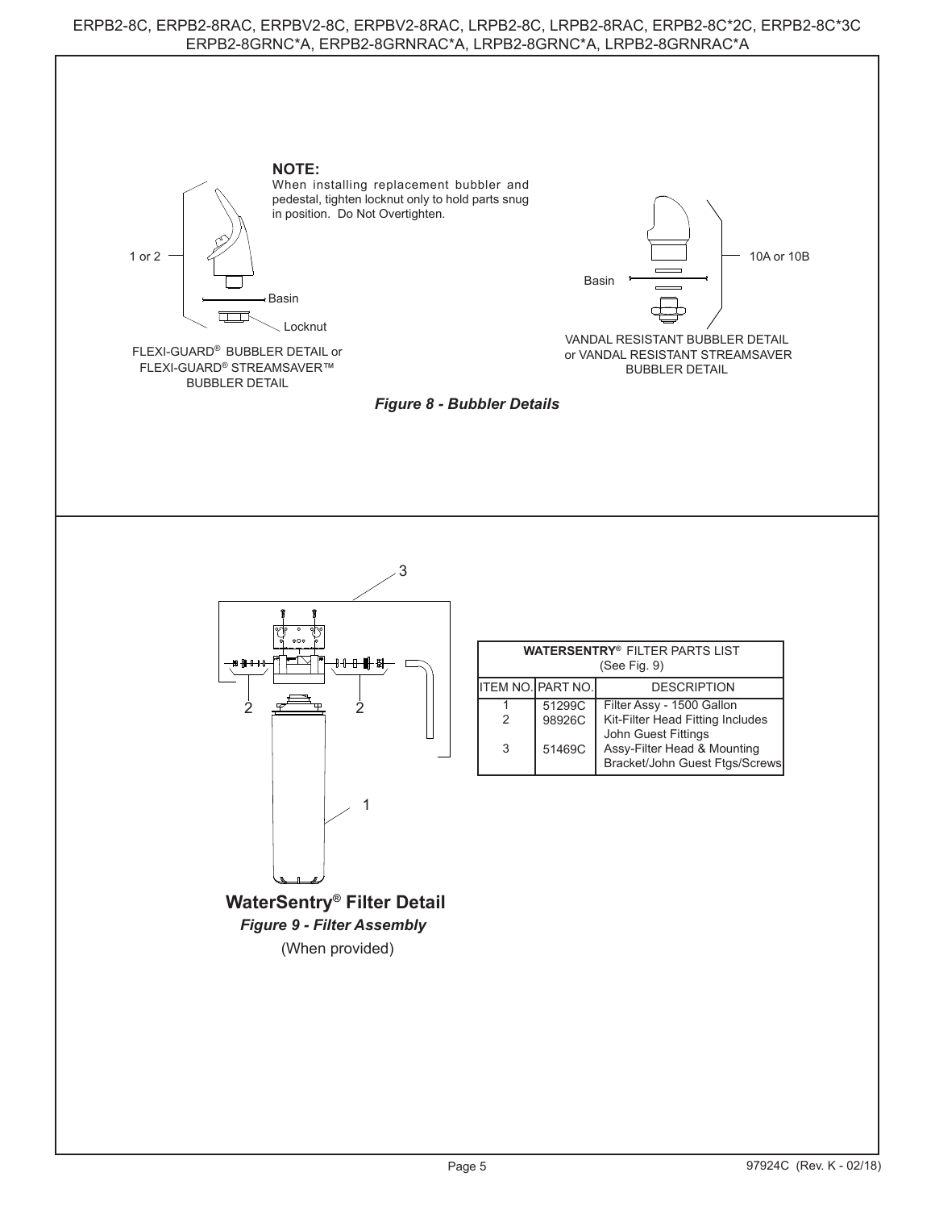**NOTE:**
When installing replacement bubbler and pedestal, tighten locknut only to hold parts snug in position. Do Not Overtighten.

1 or 2

Basin

Locknut

FLEXI-GUARD® BUBBLER DETAIL or FLEXI-GUARD® STREAMSAVER™ BUBBLER DETAIL

Basin

10A or 10B

VANDAL RESISTANT BUBBLER DETAIL or VANDAL RESISTANT STREAMSAVER BUBBLER DETAIL

*Figure 8 - Bubbler Details*

3

2

2

1

| WATERSENTRY® FILTER PARTS LIST (See Fig. 9) | | |
|---|---|---|
| ITEM NO. | PART NO. | DESCRIPTION |
| 1 | 51299C | Filter Assy - 1500 Gallon |
| 2 | 98926C | Kit-Filter Head Fitting Includes John Guest Fittings |
| 3 | 51469C | Assy-Filter Head & Mounting Bracket/John Guest Ftgs/Screws |

**WaterSentry® Filter Detail**

***Figure 9 - Filter Assembly***

(When provided)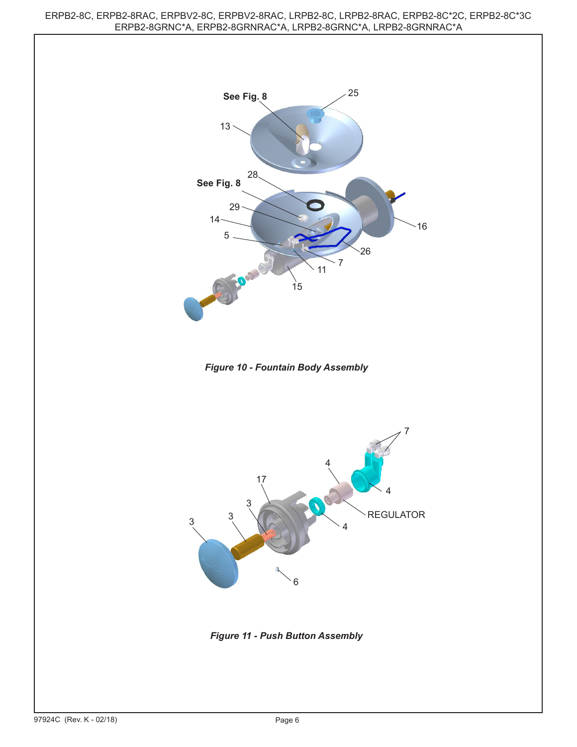See Fig. 8

25

13

28

See Fig. 8

29

14

5

16

26

7

11

15

*Figure 10 - Fountain Body Assembly*

7

4

17

4

3

REGULATOR

3

3

4

6

*Figure 11 - Push Button Assembly*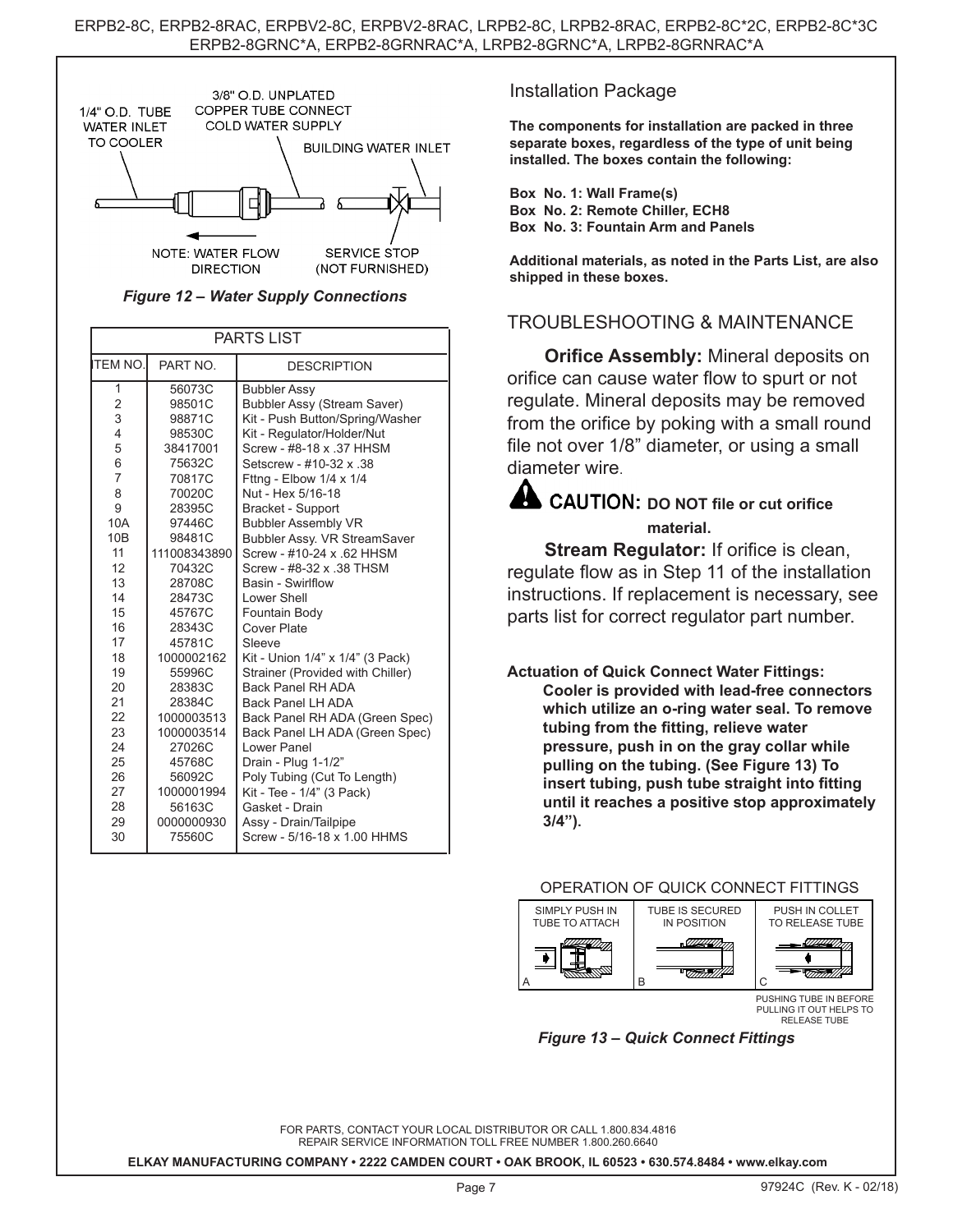1/4" O.D. TUBE WATER INLET TO COOLER

3/8" O.D. UNPLATED COPPER TUBE CONNECT COLD WATER SUPPLY

BUILDING WATER INLET

NOTE: WATER FLOW DIRECTION

SERVICE STOP (NOT FURNISHED)

*Figure 12 – Water Supply Connections*

| PARTS LIST | | |
|---|---|---|
| ITEM NO. | PART NO. | DESCRIPTION |
| 1 | 56073C | Bubbler Assy |
| 2 | 98501C | Bubbler Assy (Stream Saver) |
| 3 | 98871C | Kit - Push Button/Spring/Washer |
| 4 | 98530C | Kit - Regulator/Holder/Nut |
| 5 | 38417001 | Screw - #8-18 x .37 HHSM |
| 6 | 75632C | Setscrew - #10-32 x .38 |
| 7 | 70817C | Fttng - Elbow 1/4 x 1/4 |
| 8 | 70020C | Nut - Hex 5/16-18 |
| 9 | 28395C | Bracket - Support |
| 10A | 97446C | Bubbler Assembly VR |
| 10B | 98481C | Bubbler Assy. VR StreamSaver |
| 11 | 111008343890 | Screw - #10-24 x .62 HHSM |
| 12 | 70432C | Screw - #8-32 x .38 THSM |
| 13 | 28708C | Basin - Swirlflow |
| 14 | 28473C | Lower Shell |
| 15 | 45767C | Fountain Body |
| 16 | 28343C | Cover Plate |
| 17 | 45781C | Sleeve |
| 18 | 1000002162 | Kit - Union 1/4" x 1/4" (3 Pack) |
| 19 | 55996C | Strainer (Provided with Chiller) |
| 20 | 28383C | Back Panel RH ADA |
| 21 | 28384C | Back Panel LH ADA |
| 22 | 1000003513 | Back Panel RH ADA (Green Spec) |
| 23 | 1000003514 | Back Panel LH ADA (Green Spec) |
| 24 | 27026C | Lower Panel |
| 25 | 45768C | Drain - Plug 1-1/2" |
| 26 | 56092C | Poly Tubing (Cut To Length) |
| 27 | 1000001994 | Kit - Tee - 1/4" (3 Pack) |
| 28 | 56163C | Gasket - Drain |
| 29 | 0000000930 | Assy - Drain/Tailpipe |
| 30 | 75560C | Screw - 5/16-18 x 1.00 HHMS |

## Installation Package

**The components for installation are packed in three separate boxes, regardless of the type of unit being installed. The boxes contain the following:**

**Box No. 1: Wall Frame(s)**
**Box No. 2: Remote Chiller, ECH8**
**Box No. 3: Fountain Arm and Panels**

**Additional materials, as noted in the Parts List, are also shipped in these boxes.**

## TROUBLESHOOTING & MAINTENANCE

**Orifice Assembly:** Mineral deposits on orifice can cause water flow to spurt or not regulate. Mineral deposits may be removed from the orifice by poking with a small round file not over 1/8" diameter, or using a small diameter wire.

**CAUTION: DO NOT file or cut orifice material.**

**Stream Regulator:** If orifice is clean, regulate flow as in Step 11 of the installation instructions. If replacement is necessary, see parts list for correct regulator part number.

**Actuation of Quick Connect Water Fittings:**
**Cooler is provided with lead-free connectors which utilize an o-ring water seal. To remove tubing from the fitting, relieve water pressure, push in on the gray collar while pulling on the tubing. (See Figure 13) To insert tubing, push tube straight into fitting until it reaches a positive stop approximately 3/4").**

OPERATION OF QUICK CONNECT FITTINGS

A SIMPLY PUSH IN TUBE TO ATTACH

B TUBE IS SECURED IN POSITION

C PUSH IN COLLET TO RELEASE TUBE

PUSHING TUBE IN BEFORE PULLING IT OUT HELPS TO RELEASE TUBE

*Figure 13 – Quick Connect Fittings*

FOR PARTS, CONTACT YOUR LOCAL DISTRIBUTOR OR CALL 1.800.834.4816
REPAIR SERVICE INFORMATION TOLL FREE NUMBER 1.800.260.6640

**ELKAY MANUFACTURING COMPANY • 2222 CAMDEN COURT • OAK BROOK, IL 60523 • 630.574.8484 • www.elkay.com**